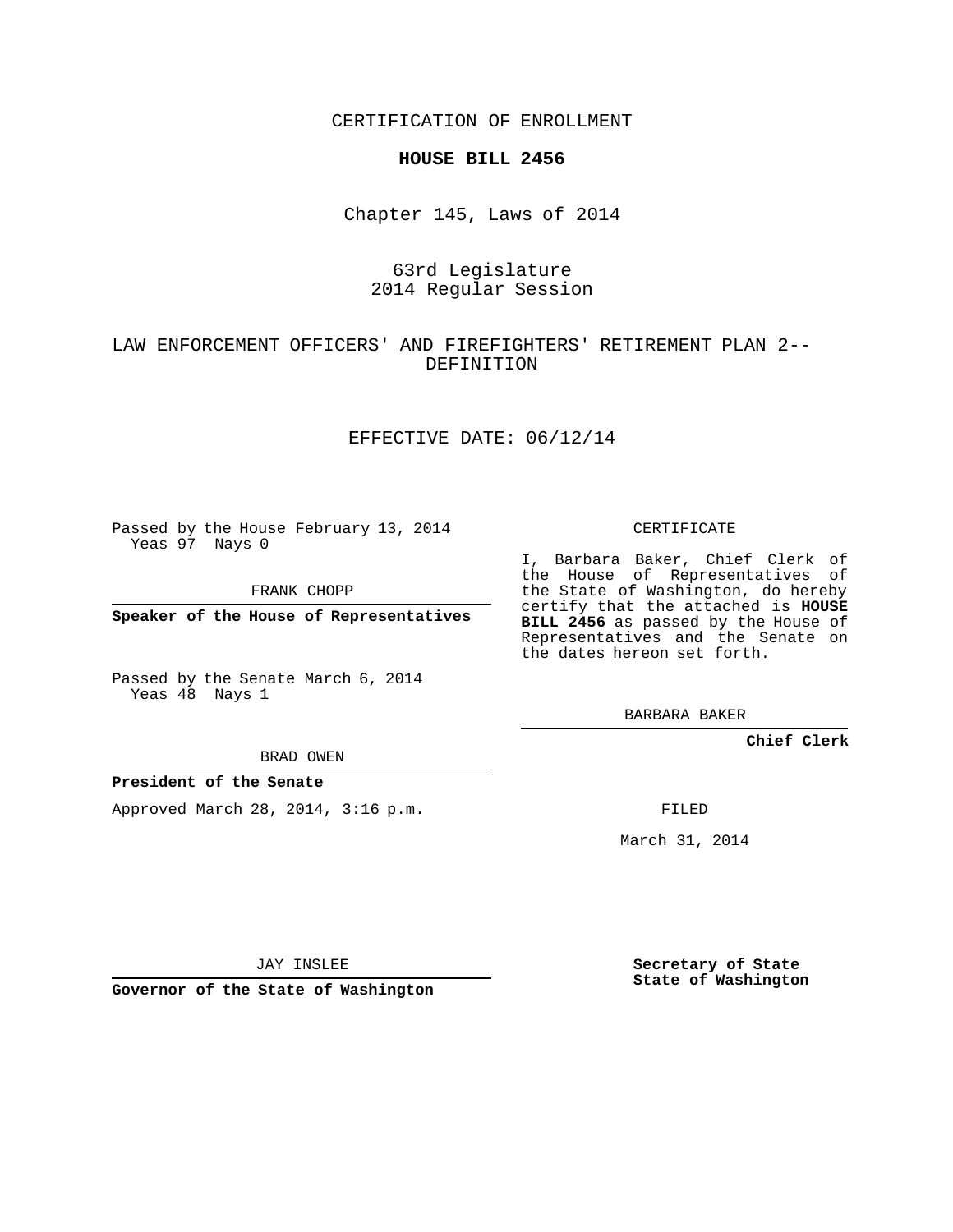CERTIFICATION OF ENROLLMENT

**HOUSE BILL 2456**

Chapter 145, Laws of 2014

63rd Legislature
2014 Regular Session

LAW ENFORCEMENT OFFICERS' AND FIREFIGHTERS' RETIREMENT PLAN 2--DEFINITION

EFFECTIVE DATE: 06/12/14

Passed by the House February 13, 2014
Yeas 97 Nays 0

FRANK CHOPP

**Speaker of the House of Representatives**

Passed by the Senate March 6, 2014
Yeas 48 Nays 1

BRAD OWEN

**President of the Senate**

Approved March 28, 2014, 3:16 p.m.

JAY INSLEE

**Governor of the State of Washington**

CERTIFICATE

I, Barbara Baker, Chief Clerk of the House of Representatives of the State of Washington, do hereby certify that the attached is **HOUSE BILL 2456** as passed by the House of Representatives and the Senate on the dates hereon set forth.

BARBARA BAKER

**Chief Clerk**

FILED

March 31, 2014

**Secretary of State**
**State of Washington**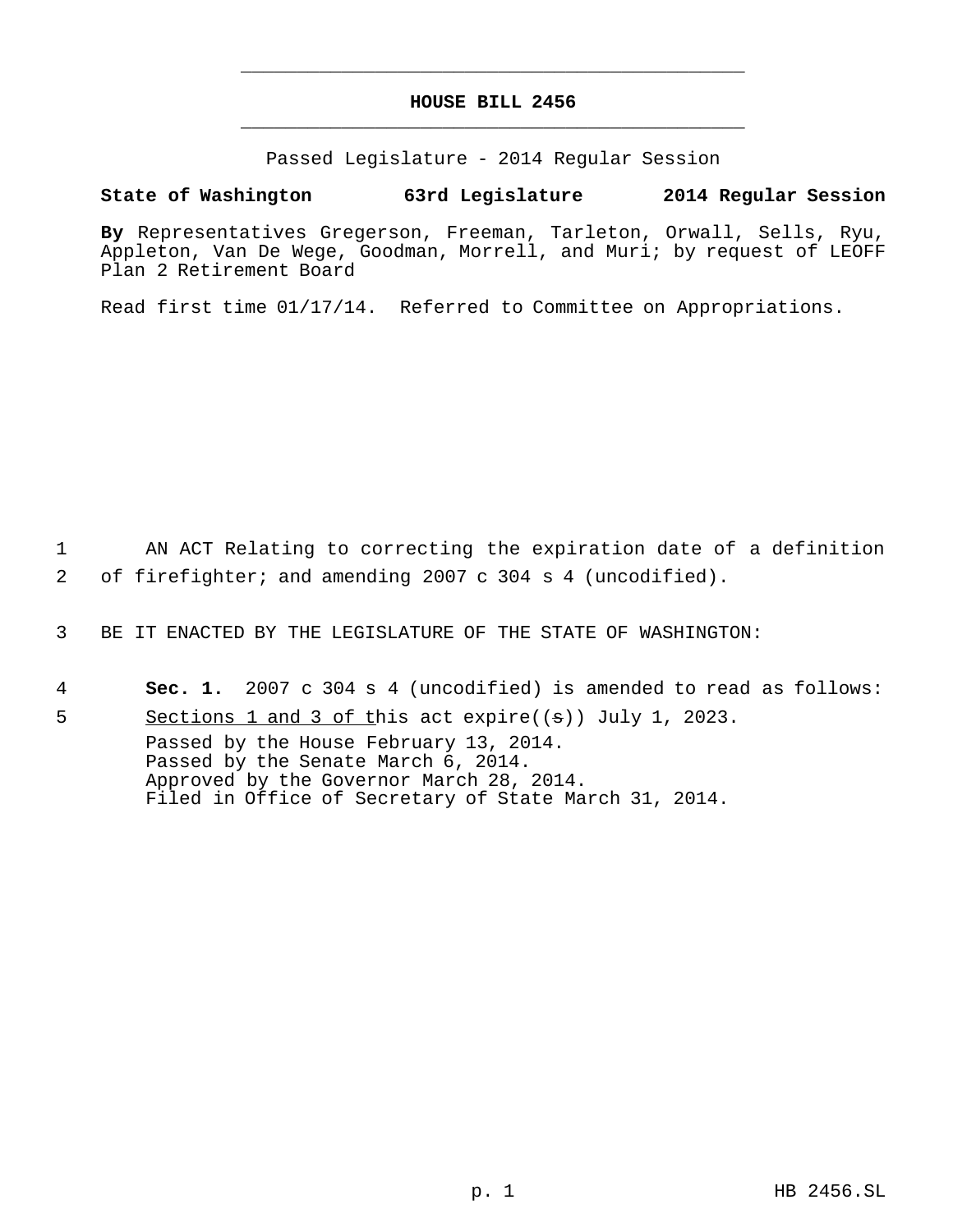# HOUSE BILL 2456

Passed Legislature - 2014 Regular Session

**State of Washington 63rd Legislature 2014 Regular Session**

**By** Representatives Gregerson, Freeman, Tarleton, Orwall, Sells, Ryu, Appleton, Van De Wege, Goodman, Morrell, and Muri; by request of LEOFF Plan 2 Retirement Board

Read first time 01/17/14. Referred to Committee on Appropriations.

AN ACT Relating to correcting the expiration date of a definition of firefighter; and amending 2007 c 304 s 4 (uncodified).

BE IT ENACTED BY THE LEGISLATURE OF THE STATE OF WASHINGTON:

**Sec. 1.** 2007 c 304 s 4 (uncodified) is amended to read as follows:

<u>Sections 1 and 3 of t</u>his act expire((~~s~~)) July 1, 2023.

Passed by the House February 13, 2014.
Passed by the Senate March 6, 2014.
Approved by the Governor March 28, 2014.
Filed in Office of Secretary of State March 31, 2014.